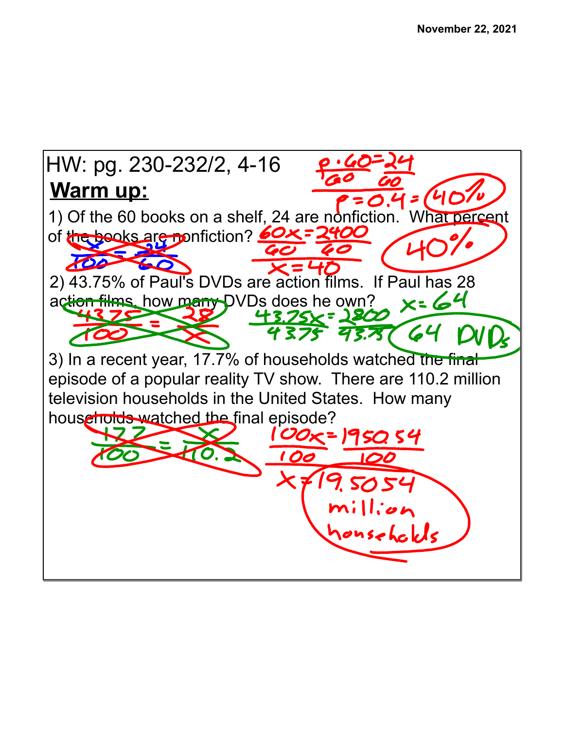November 22, 2021

HW: pg. 230-232/2, 4-16

## **Warm up:**

$$\frac{p \cdot 60}{60} = \frac{24}{60}$$

$$p = 0.4 = 40\%$$

1) Of the 60 books on a shelf, 24 are nonfiction. What percent of the books are nonfiction?

$$\frac{x}{100} = \frac{24}{60}$$

$$\frac{60x}{60} = \frac{2400}{60}$$

$$x = 40$$

**40%**

2) 43.75% of Paul's DVDs are action films. If Paul has 28 action films, how many DVDs does he own?

$$\frac{43.75}{100} = \frac{28}{x}$$

$$\frac{43.75x}{43.75} = \frac{2800}{43.75}$$

$$x = 64$$

**64 DVDs**

3) In a recent year, 17.7% of households watched the final episode of a popular reality TV show. There are 110.2 million television households in the United States. How many households watched the final episode?

$$\frac{17.7}{100} = \frac{x}{110.2}$$

$$\frac{100x}{100} = \frac{1950.54}{100}$$

$$x = 19.5054$$

**19.5054 million households**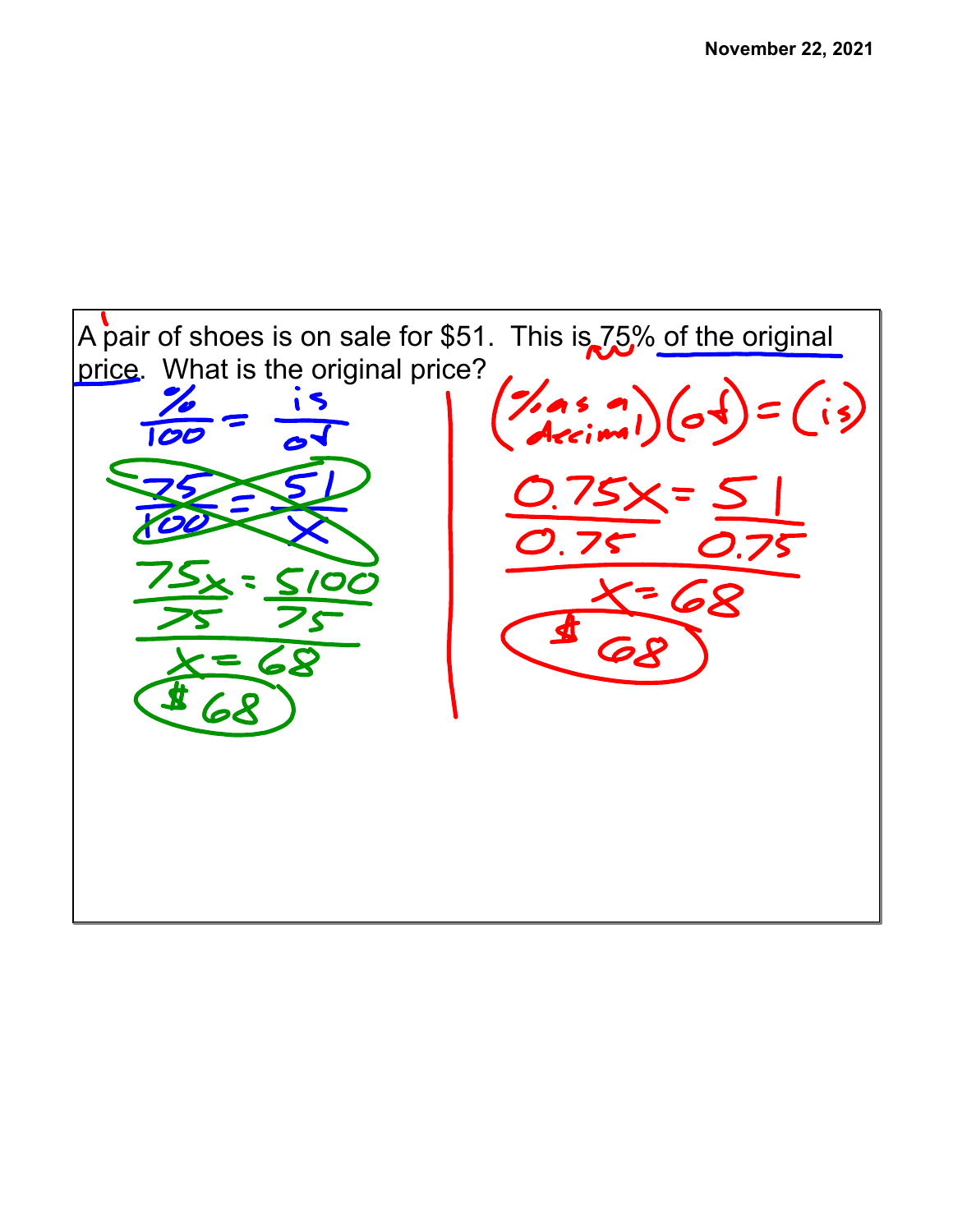A pair of shoes is on sale for $51. This is 75% of the original price. What is the original price?

$$\frac{\%}{100} = \frac{is}{of}$$

$$\frac{75}{100} = \frac{51}{x}$$

$$\frac{75x}{75} = \frac{5100}{75}$$

$$x = 68$$

$68

$$(\%\text{ as a decimal})(of) = (is)$$

$$\frac{0.75x}{0.75} = \frac{51}{0.75}$$

$$x = 68$$

$68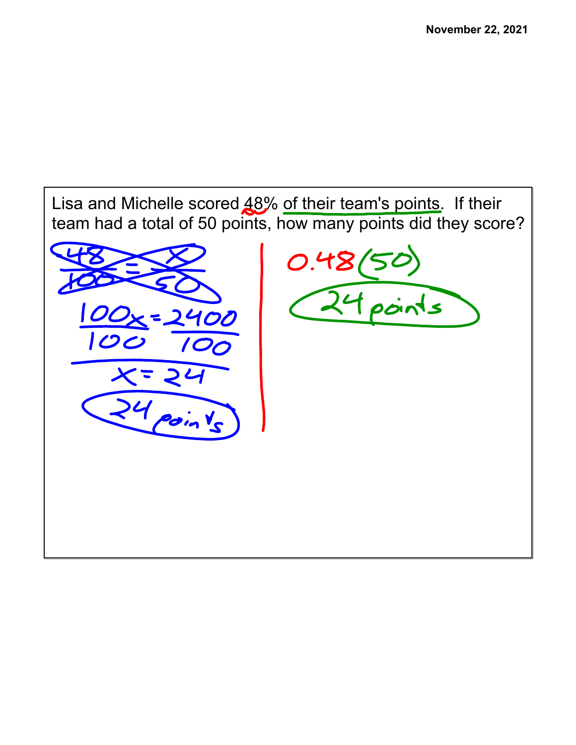November 22, 2021

Lisa and Michelle scored 48% of their team's points. If their team had a total of 50 points, how many points did they score?

$$\frac{48}{100} = \frac{x}{50}$$

$$\frac{100x}{100} = \frac{2400}{100}$$

$$x = 24$$

24 points

$$0.48(50)$$

24 points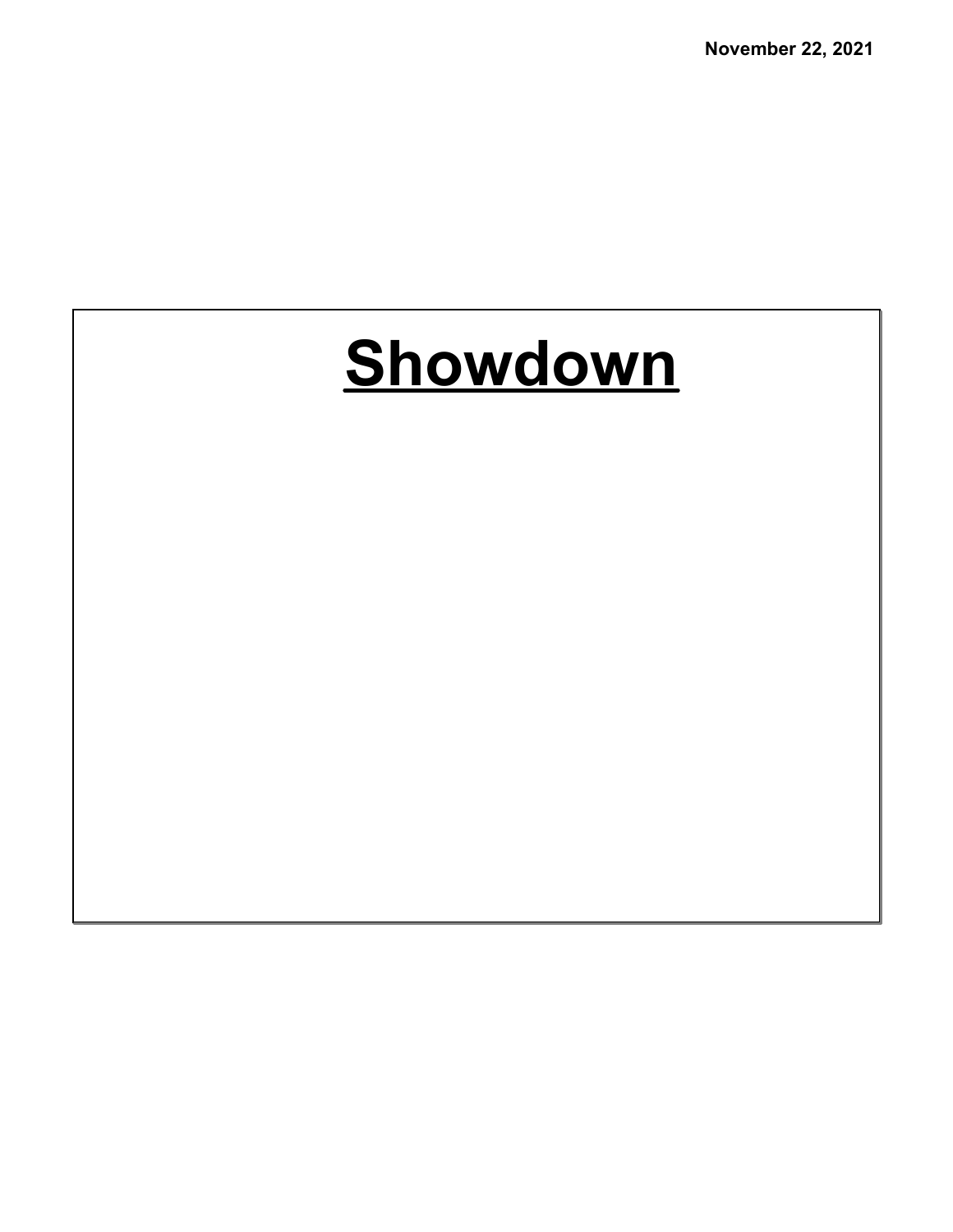November 22, 2021

# Showdown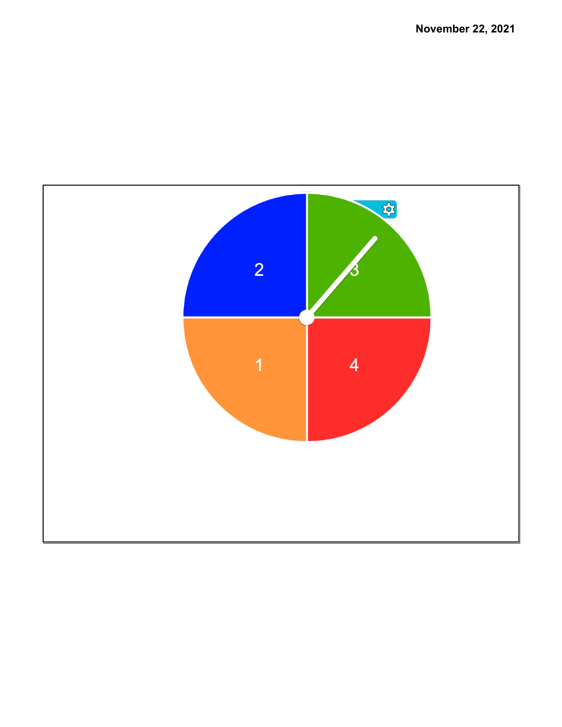November 22, 2021

2

3

1

4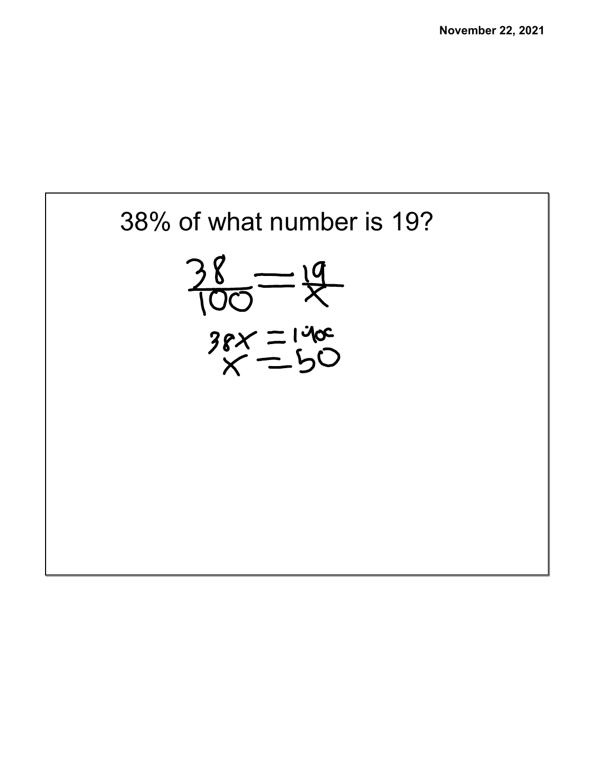38% of what number is 19?

$$\frac{38}{100} = \frac{19}{x}$$

$$38x = 1900$$

$$x = 50$$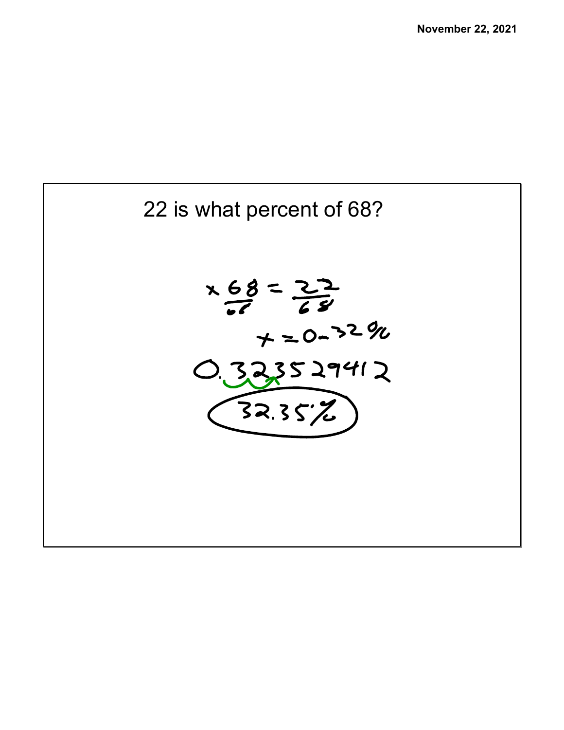22 is what percent of 68?

$$\frac{x\,68}{68} = \frac{22}{68}$$

$$x = 0.32\%$$

0.323529412

32.35%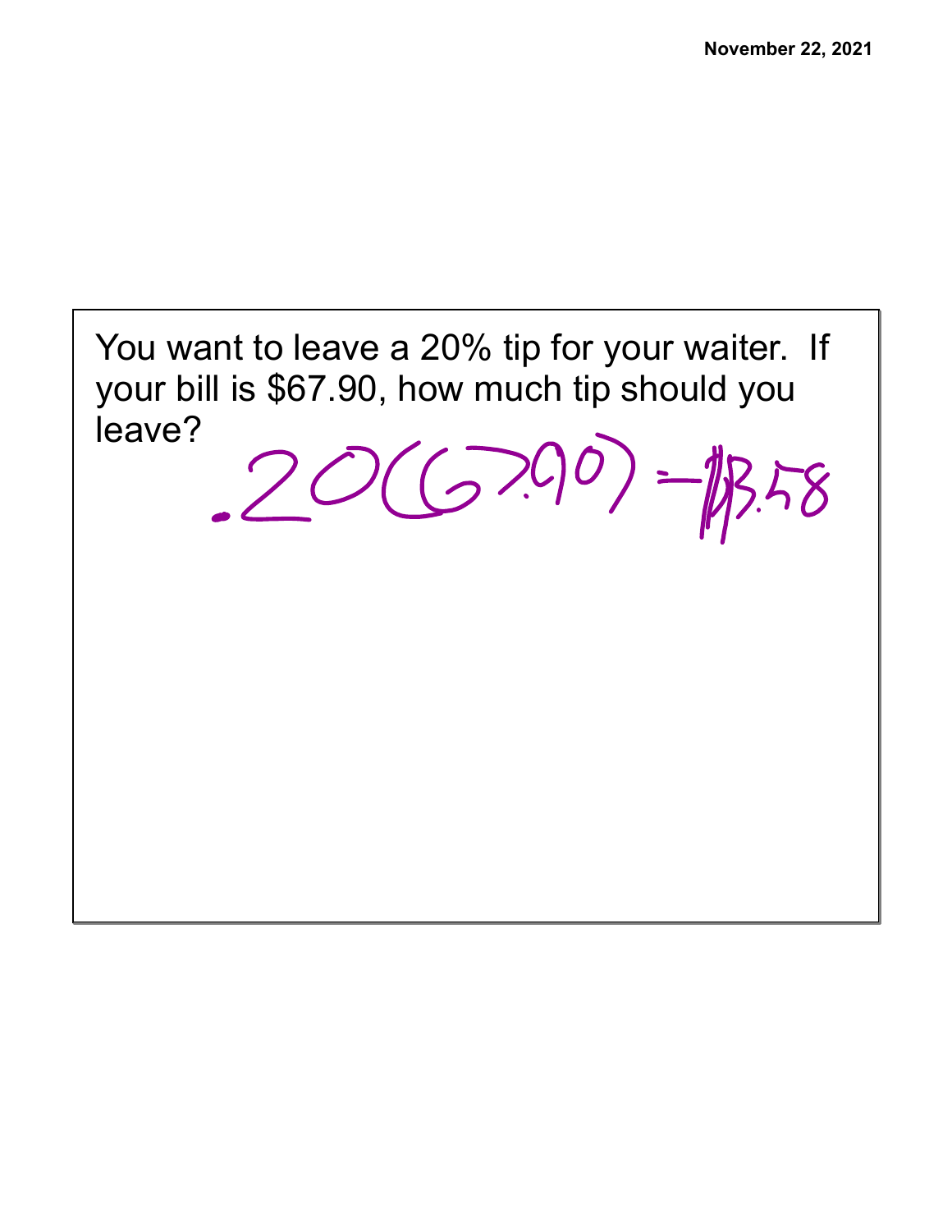You want to leave a 20% tip for your waiter. If your bill is \$67.90, how much tip should you leave?

$.20(67.90) = \$13.58$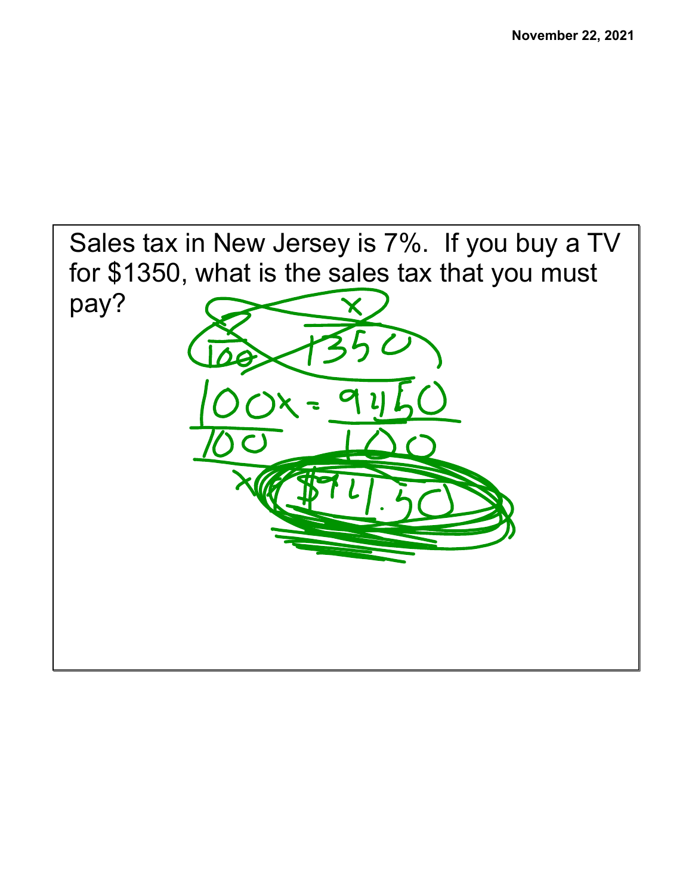November 22, 2021

Sales tax in New Jersey is 7%. If you buy a TV for $1350, what is the sales tax that you must pay?

$$\frac{7}{100} = \frac{x}{1350}$$

$$\frac{100x}{100} = \frac{9450}{100}$$

$$x = \$94.50$$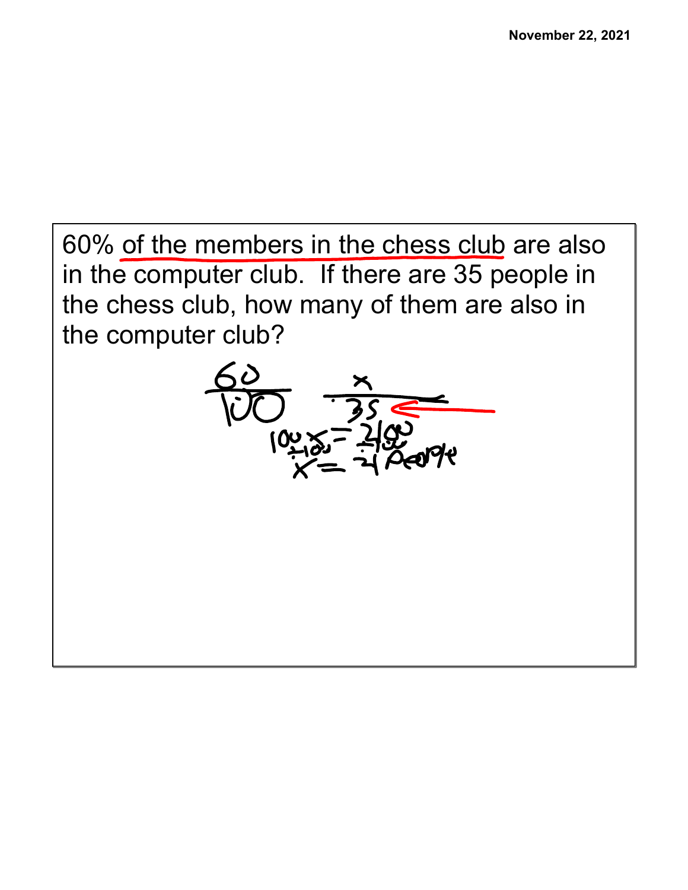60% of the members in the chess club are also in the computer club. If there are 35 people in the chess club, how many of them are also in the computer club?

$$\frac{60}{100} = \frac{x}{35}$$

$$100x = 2100$$

$$\div 100 \quad \div 100$$

$$x = 21 \text{ People}$$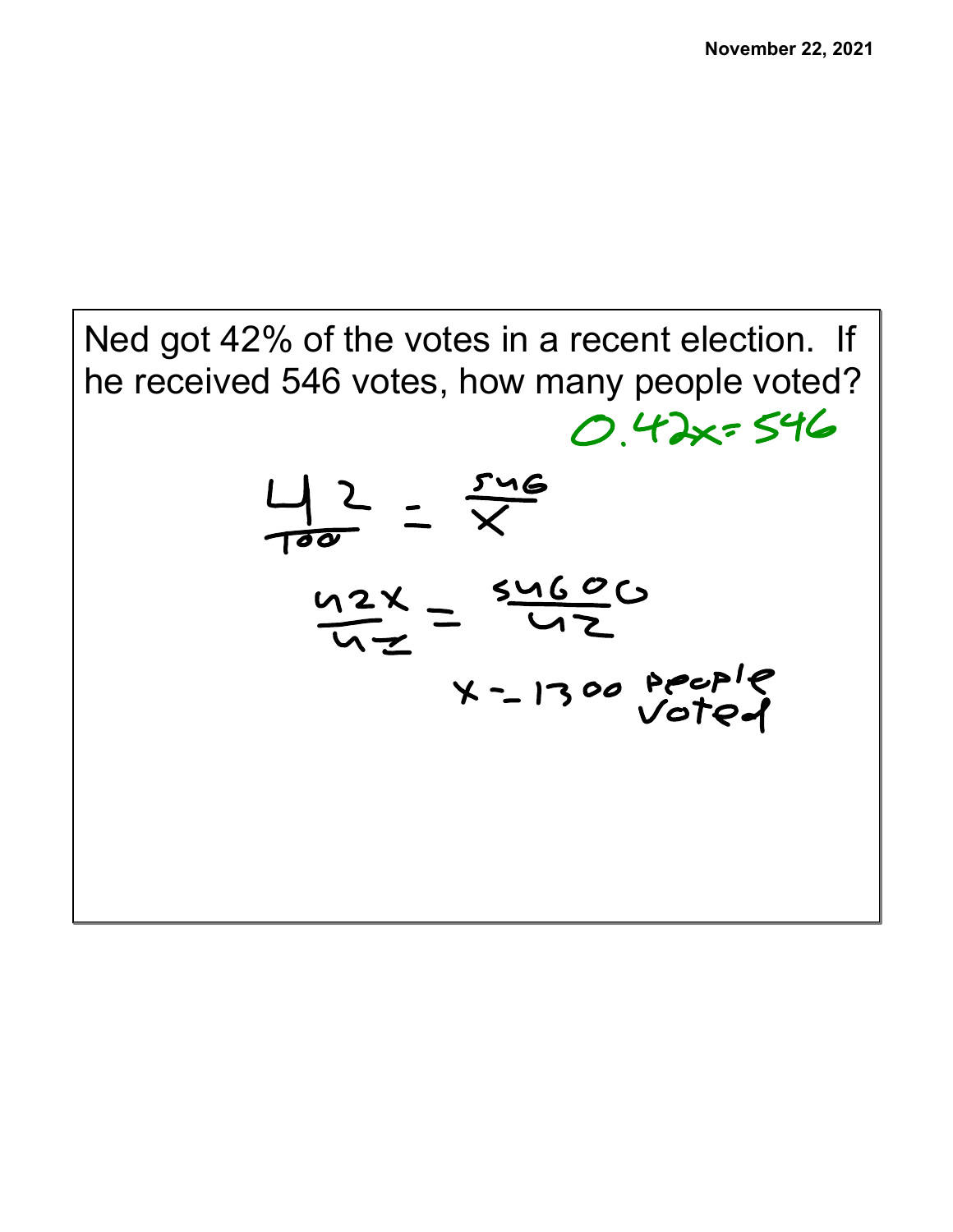Ned got 42% of the votes in a recent election. If he received 546 votes, how many people voted?

$$0.42x = 546$$

$$\frac{42}{100} = \frac{546}{x}$$

$$\frac{42x}{42} = \frac{54600}{42}$$

$x = 1300$ people voted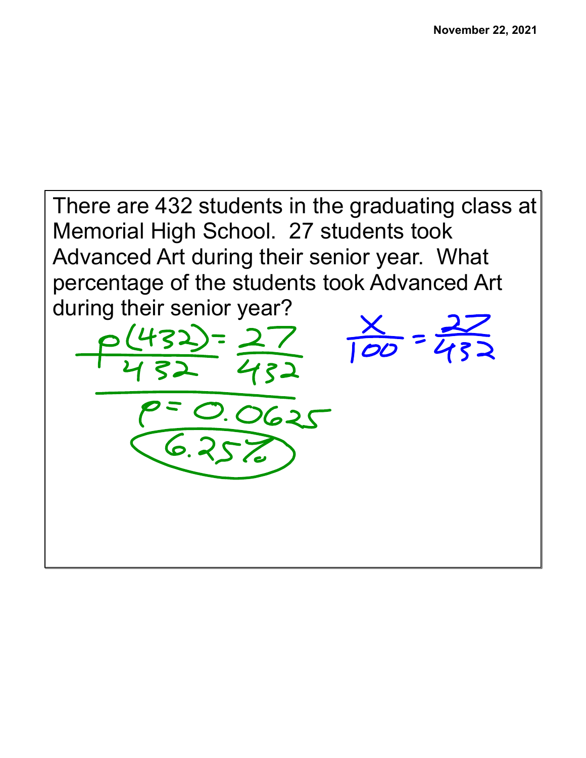There are 432 students in the graduating class at Memorial High School. 27 students took Advanced Art during their senior year. What percentage of the students took Advanced Art during their senior year?

$$\frac{p(432)}{432} = \frac{27}{432}$$

$$p = 0.0625$$

$$6.25\%$$

$$\frac{x}{100} = \frac{27}{432}$$